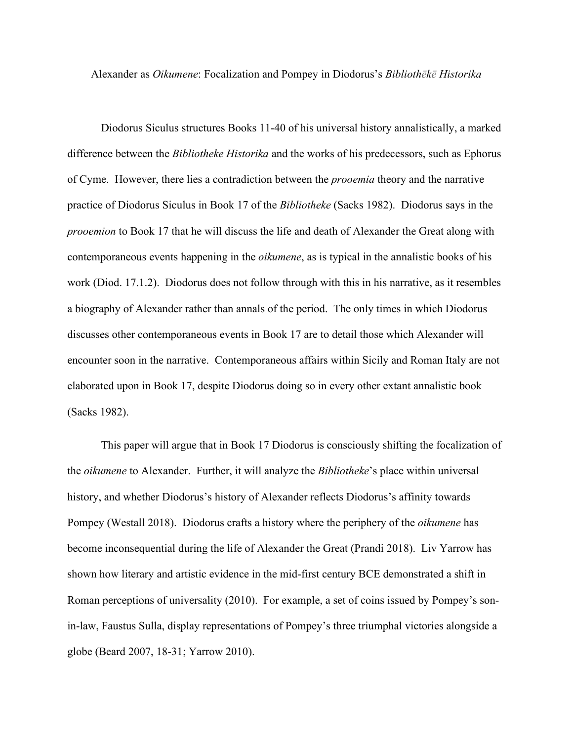Alexander as *Oikumene*: Focalization and Pompey in Diodorus's *Bibliothēkē Historika*

Diodorus Siculus structures Books 11-40 of his universal history annalistically, a marked difference between the *Bibliotheke Historika* and the works of his predecessors, such as Ephorus of Cyme. However, there lies a contradiction between the *prooemia* theory and the narrative practice of Diodorus Siculus in Book 17 of the *Bibliotheke* (Sacks 1982). Diodorus says in the *prooemion* to Book 17 that he will discuss the life and death of Alexander the Great along with contemporaneous events happening in the *oikumene*, as is typical in the annalistic books of his work (Diod. 17.1.2). Diodorus does not follow through with this in his narrative, as it resembles a biography of Alexander rather than annals of the period. The only times in which Diodorus discusses other contemporaneous events in Book 17 are to detail those which Alexander will encounter soon in the narrative. Contemporaneous affairs within Sicily and Roman Italy are not elaborated upon in Book 17, despite Diodorus doing so in every other extant annalistic book (Sacks 1982).

This paper will argue that in Book 17 Diodorus is consciously shifting the focalization of the *oikumene* to Alexander. Further, it will analyze the *Bibliotheke*'s place within universal history, and whether Diodorus's history of Alexander reflects Diodorus's affinity towards Pompey (Westall 2018). Diodorus crafts a history where the periphery of the *oikumene* has become inconsequential during the life of Alexander the Great (Prandi 2018). Liv Yarrow has shown how literary and artistic evidence in the mid-first century BCE demonstrated a shift in Roman perceptions of universality (2010). For example, a set of coins issued by Pompey's son-in-law, Faustus Sulla, display representations of Pompey's three triumphal victories alongside a globe (Beard 2007, 18-31; Yarrow 2010).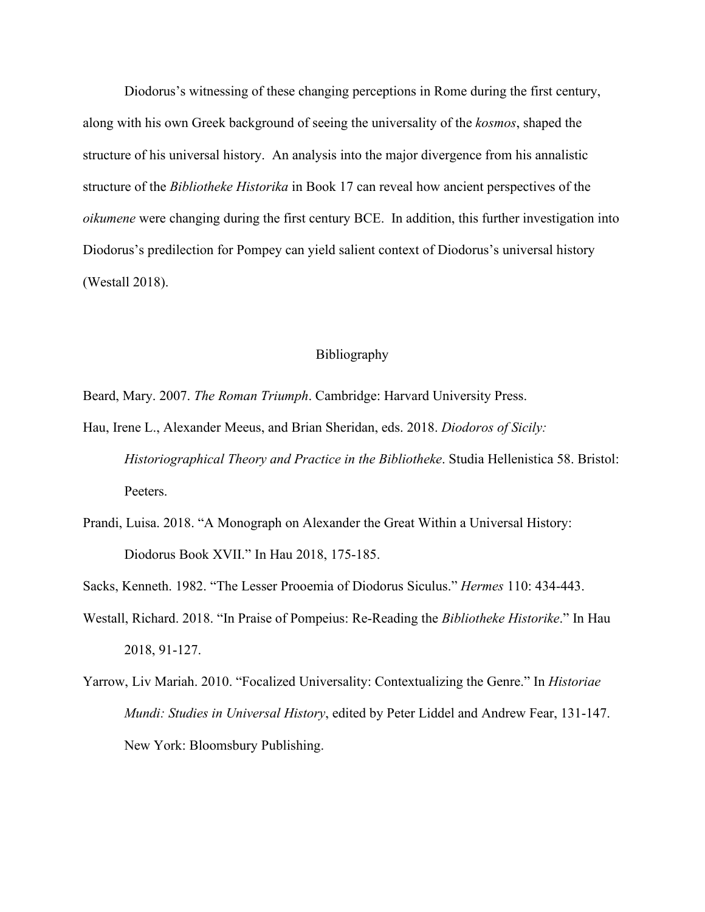Diodorus's witnessing of these changing perceptions in Rome during the first century, along with his own Greek background of seeing the universality of the *kosmos*, shaped the structure of his universal history. An analysis into the major divergence from his annalistic structure of the *Bibliotheke Historika* in Book 17 can reveal how ancient perspectives of the *oikumene* were changing during the first century BCE. In addition, this further investigation into Diodorus's predilection for Pompey can yield salient context of Diodorus's universal history (Westall 2018).

## Bibliography

Beard, Mary. 2007. *The Roman Triumph*. Cambridge: Harvard University Press.

Hau, Irene L., Alexander Meeus, and Brian Sheridan, eds. 2018. *Diodoros of Sicily: Historiographical Theory and Practice in the Bibliotheke*. Studia Hellenistica 58. Bristol: Peeters.

Prandi, Luisa. 2018. "A Monograph on Alexander the Great Within a Universal History: Diodorus Book XVII." In Hau 2018, 175-185.

Sacks, Kenneth. 1982. "The Lesser Prooemia of Diodorus Siculus." *Hermes* 110: 434-443.

Westall, Richard. 2018. "In Praise of Pompeius: Re-Reading the *Bibliotheke Historike*." In Hau 2018, 91-127.

Yarrow, Liv Mariah. 2010. "Focalized Universality: Contextualizing the Genre." In *Historiae Mundi: Studies in Universal History*, edited by Peter Liddel and Andrew Fear, 131-147. New York: Bloomsbury Publishing.